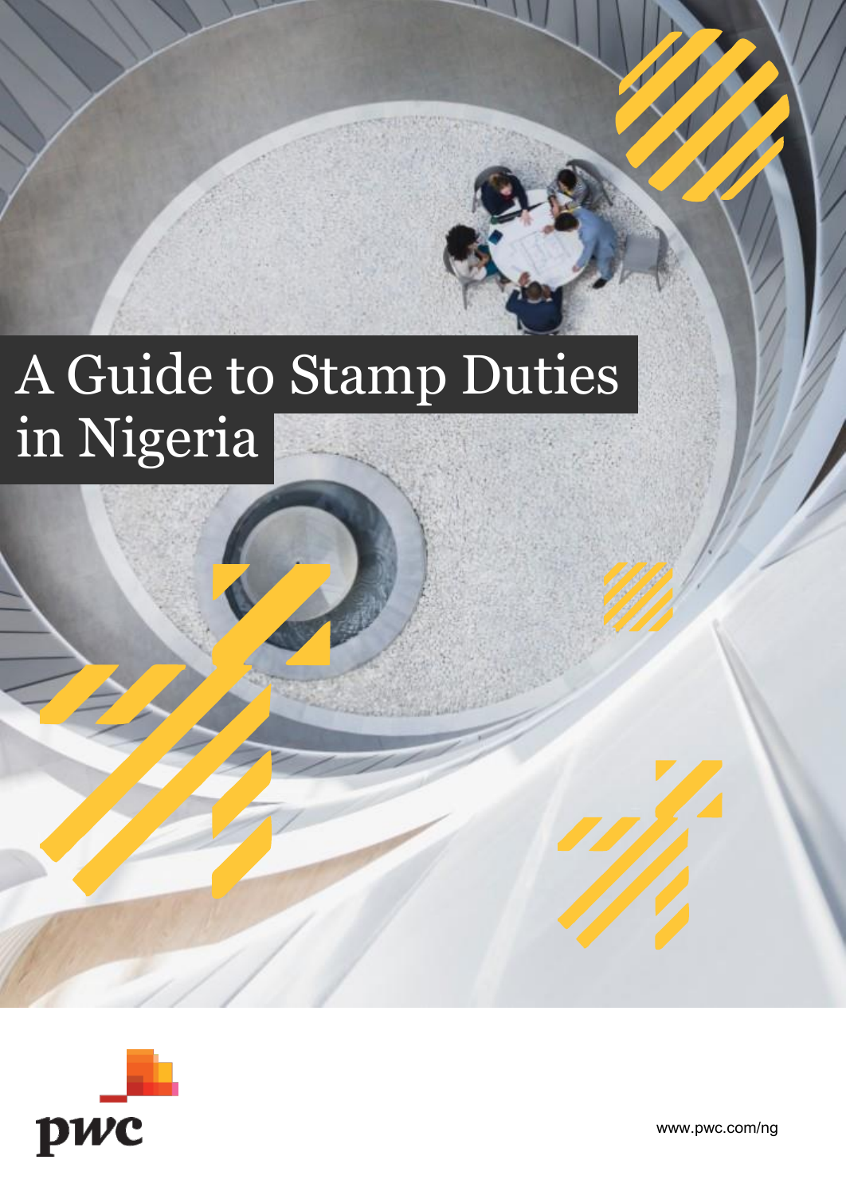# A Guide to Stamp Duties in Nigeria

pwc

www.pwc.com/ng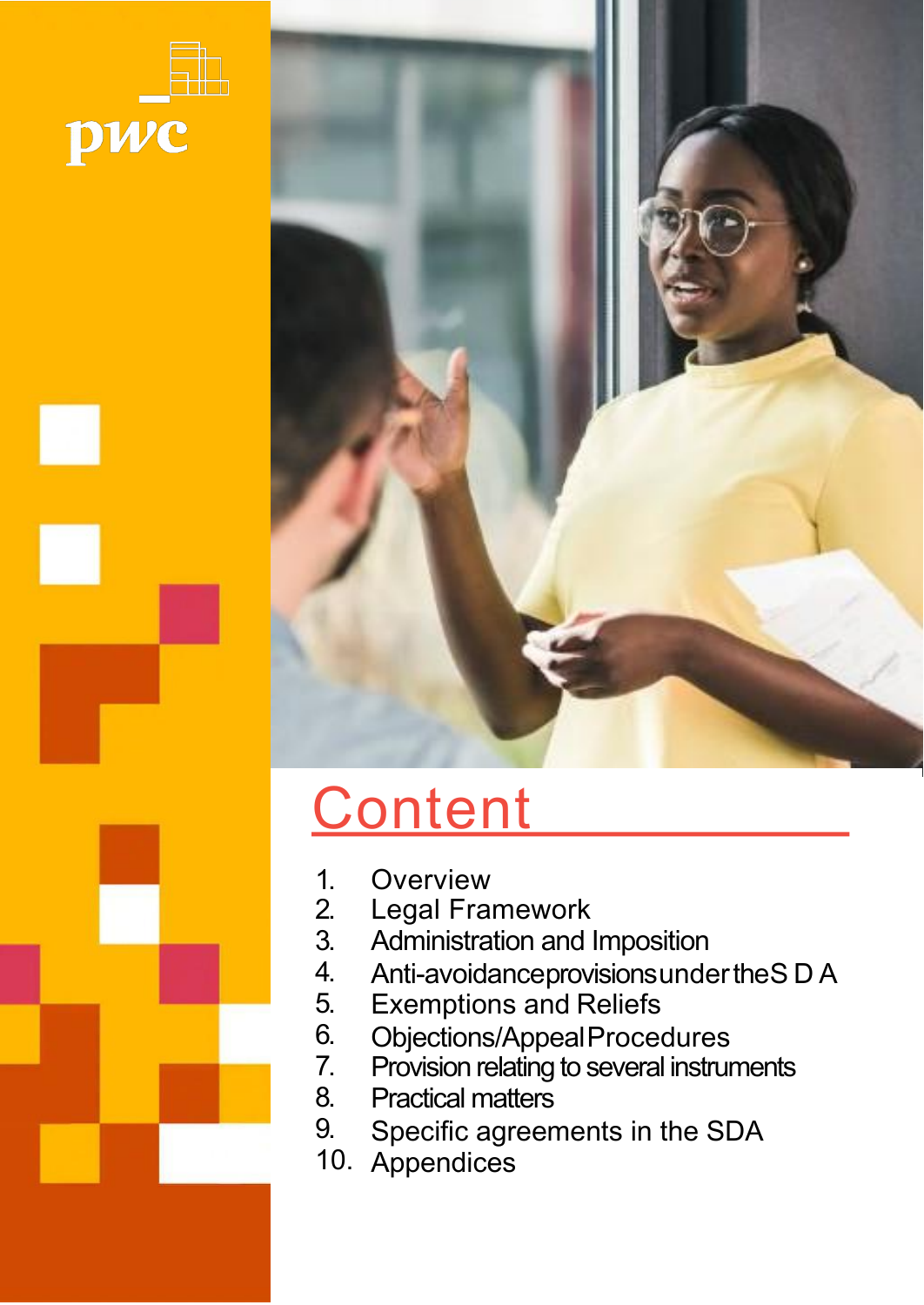# Content

1. Overview
2. Legal Framework
3. Administration and Imposition
4. Anti-avoidance provisions under the SDA
5. Exemptions and Reliefs
6. Objections/Appeal Procedures
7. Provision relating to several instruments
8. Practical matters
9. Specific agreements in the SDA
10. Appendices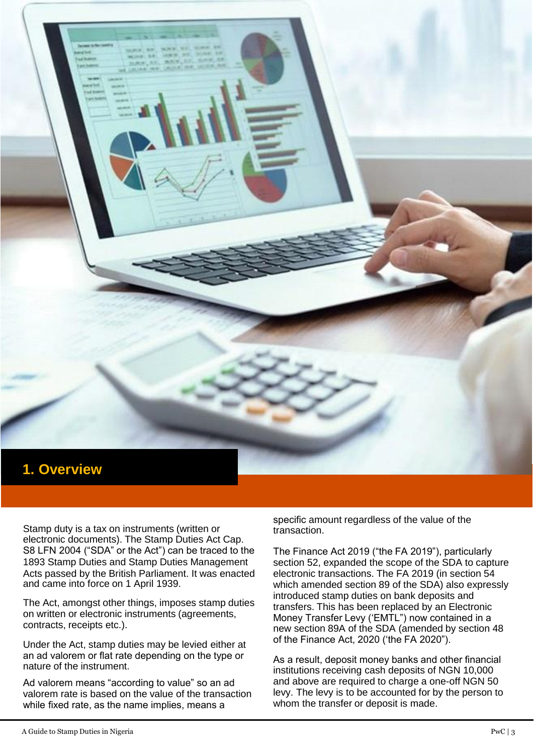# 1. Overview

Stamp duty is a tax on instruments (written or electronic documents). The Stamp Duties Act Cap. S8 LFN 2004 ("SDA" or the Act") can be traced to the 1893 Stamp Duties and Stamp Duties Management Acts passed by the British Parliament. It was enacted and came into force on 1 April 1939.

The Act, amongst other things, imposes stamp duties on written or electronic instruments (agreements, contracts, receipts etc.).

Under the Act, stamp duties may be levied either at an ad valorem or flat rate depending on the type or nature of the instrument.

Ad valorem means "according to value" so an ad valorem rate is based on the value of the transaction while fixed rate, as the name implies, means a specific amount regardless of the value of the transaction.

The Finance Act 2019 ("the FA 2019"), particularly section 52, expanded the scope of the SDA to capture electronic transactions. The FA 2019 (in section 54 which amended section 89 of the SDA) also expressly introduced stamp duties on bank deposits and transfers. This has been replaced by an Electronic Money Transfer Levy ('EMTL") now contained in a new section 89A of the SDA (amended by section 48 of the Finance Act, 2020 ('the FA 2020").

As a result, deposit money banks and other financial institutions receiving cash deposits of NGN 10,000 and above are required to charge a one-off NGN 50 levy. The levy is to be accounted for by the person to whom the transfer or deposit is made.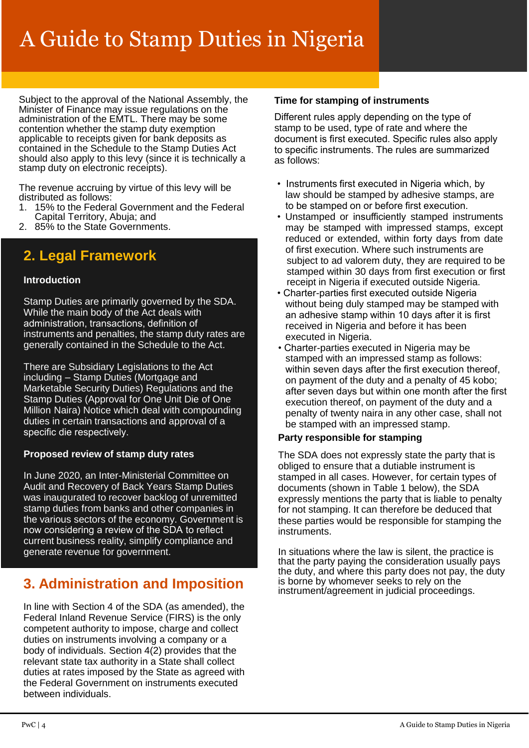Subject to the approval of the National Assembly, the Minister of Finance may issue regulations on the administration of the EMTL. There may be some contention whether the stamp duty exemption applicable to receipts given for bank deposits as contained in the Schedule to the Stamp Duties Act should also apply to this levy (since it is technically a stamp duty on electronic receipts).

The revenue accruing by virtue of this levy will be distributed as follows:

1. 15% to the Federal Government and the Federal Capital Territory, Abuja; and
2. 85% to the State Governments.

## 2. Legal Framework

### Introduction

Stamp Duties are primarily governed by the SDA. While the main body of the Act deals with administration, transactions, definition of instruments and penalties, the stamp duty rates are generally contained in the Schedule to the Act.

There are Subsidiary Legislations to the Act including – Stamp Duties (Mortgage and Marketable Security Duties) Regulations and the Stamp Duties (Approval for One Unit Die of One Million Naira) Notice which deal with compounding duties in certain transactions and approval of a specific die respectively.

### Proposed review of stamp duty rates

In June 2020, an Inter-Ministerial Committee on Audit and Recovery of Back Years Stamp Duties was inaugurated to recover backlog of unremitted stamp duties from banks and other companies in the various sectors of the economy. Government is now considering a review of the SDA to reflect current business reality, simplify compliance and generate revenue for government.

## 3. Administration and Imposition

In line with Section 4 of the SDA (as amended), the Federal Inland Revenue Service (FIRS) is the only competent authority to impose, charge and collect duties on instruments involving a company or a body of individuals. Section 4(2) provides that the relevant state tax authority in a State shall collect duties at rates imposed by the State as agreed with the Federal Government on instruments executed between individuals.

### Time for stamping of instruments

Different rules apply depending on the type of stamp to be used, type of rate and where the document is first executed. Specific rules also apply to specific instruments. The rules are summarized as follows:

- Instruments first executed in Nigeria which, by law should be stamped by adhesive stamps, are to be stamped on or before first execution.
- Unstamped or insufficiently stamped instruments may be stamped with impressed stamps, except reduced or extended, within forty days from date of first execution. Where such instruments are subject to ad valorem duty, they are required to be stamped within 30 days from first execution or first receipt in Nigeria if executed outside Nigeria.
- Charter-parties first executed outside Nigeria without being duly stamped may be stamped with an adhesive stamp within 10 days after it is first received in Nigeria and before it has been executed in Nigeria.
- Charter-parties executed in Nigeria may be stamped with an impressed stamp as follows: within seven days after the first execution thereof, on payment of the duty and a penalty of 45 kobo; after seven days but within one month after the first execution thereof, on payment of the duty and a penalty of twenty naira in any other case, shall not be stamped with an impressed stamp.

### Party responsible for stamping

The SDA does not expressly state the party that is obliged to ensure that a dutiable instrument is stamped in all cases. However, for certain types of documents (shown in Table 1 below), the SDA expressly mentions the party that is liable to penalty for not stamping. It can therefore be deduced that these parties would be responsible for stamping the instruments.

In situations where the law is silent, the practice is that the party paying the consideration usually pays the duty, and where this party does not pay, the duty is borne by whomever seeks to rely on the instrument/agreement in judicial proceedings.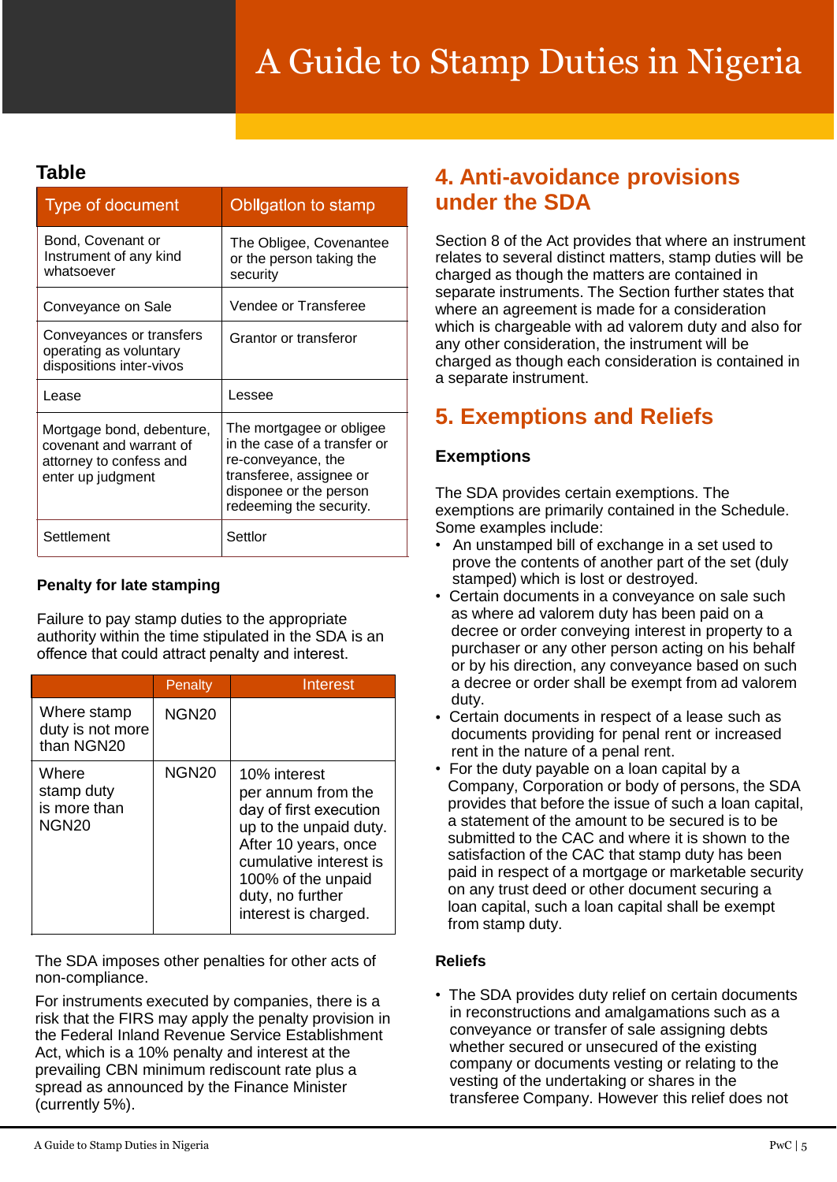**Table**

| Type of document | Obligation to stamp |
|---|---|
| Bond, Covenant or Instrument of any kind whatsoever | The Obligee, Covenantee or the person taking the security |
| Conveyance on Sale | Vendee or Transferee |
| Conveyances or transfers operating as voluntary dispositions inter-vivos | Grantor or transferor |
| Lease | Lessee |
| Mortgage bond, debenture, covenant and warrant of attorney to confess and enter up judgment | The mortgagee or obligee in the case of a transfer or re-conveyance, the transferee, assignee or disponee or the person redeeming the security. |
| Settlement | Settlor |

**Penalty for late stamping**

Failure to pay stamp duties to the appropriate authority within the time stipulated in the SDA is an offence that could attract penalty and interest.

| | Penalty | Interest |
|---|---|---|
| Where stamp duty is not more than NGN20 | NGN20 | |
| Where stamp duty is more than NGN20 | NGN20 | 10% interest per annum from the day of first execution up to the unpaid duty. After 10 years, once cumulative interest is 100% of the unpaid duty, no further interest is charged. |

The SDA imposes other penalties for other acts of non-compliance.

For instruments executed by companies, there is a risk that the FIRS may apply the penalty provision in the Federal Inland Revenue Service Establishment Act, which is a 10% penalty and interest at the prevailing CBN minimum rediscount rate plus a spread as announced by the Finance Minister (currently 5%).

## 4. Anti-avoidance provisions under the SDA

Section 8 of the Act provides that where an instrument relates to several distinct matters, stamp duties will be charged as though the matters are contained in separate instruments. The Section further states that where an agreement is made for a consideration which is chargeable with ad valorem duty and also for any other consideration, the instrument will be charged as though each consideration is contained in a separate instrument.

## 5. Exemptions and Reliefs

### Exemptions

The SDA provides certain exemptions. The exemptions are primarily contained in the Schedule. Some examples include:

- An unstamped bill of exchange in a set used to prove the contents of another part of the set (duly stamped) which is lost or destroyed.
- Certain documents in a conveyance on sale such as where ad valorem duty has been paid on a decree or order conveying interest in property to a purchaser or any other person acting on his behalf or by his direction, any conveyance based on such a decree or order shall be exempt from ad valorem duty.
- Certain documents in respect of a lease such as documents providing for penal rent or increased rent in the nature of a penal rent.
- For the duty payable on a loan capital by a Company, Corporation or body of persons, the SDA provides that before the issue of such a loan capital, a statement of the amount to be secured is to be submitted to the CAC and where it is shown to the satisfaction of the CAC that stamp duty has been paid in respect of a mortgage or marketable security on any trust deed or other document securing a loan capital, such a loan capital shall be exempt from stamp duty.

### Reliefs

- The SDA provides duty relief on certain documents in reconstructions and amalgamations such as a conveyance or transfer of sale assigning debts whether secured or unsecured of the existing company or documents vesting or relating to the vesting of the undertaking or shares in the transferee Company. However this relief does not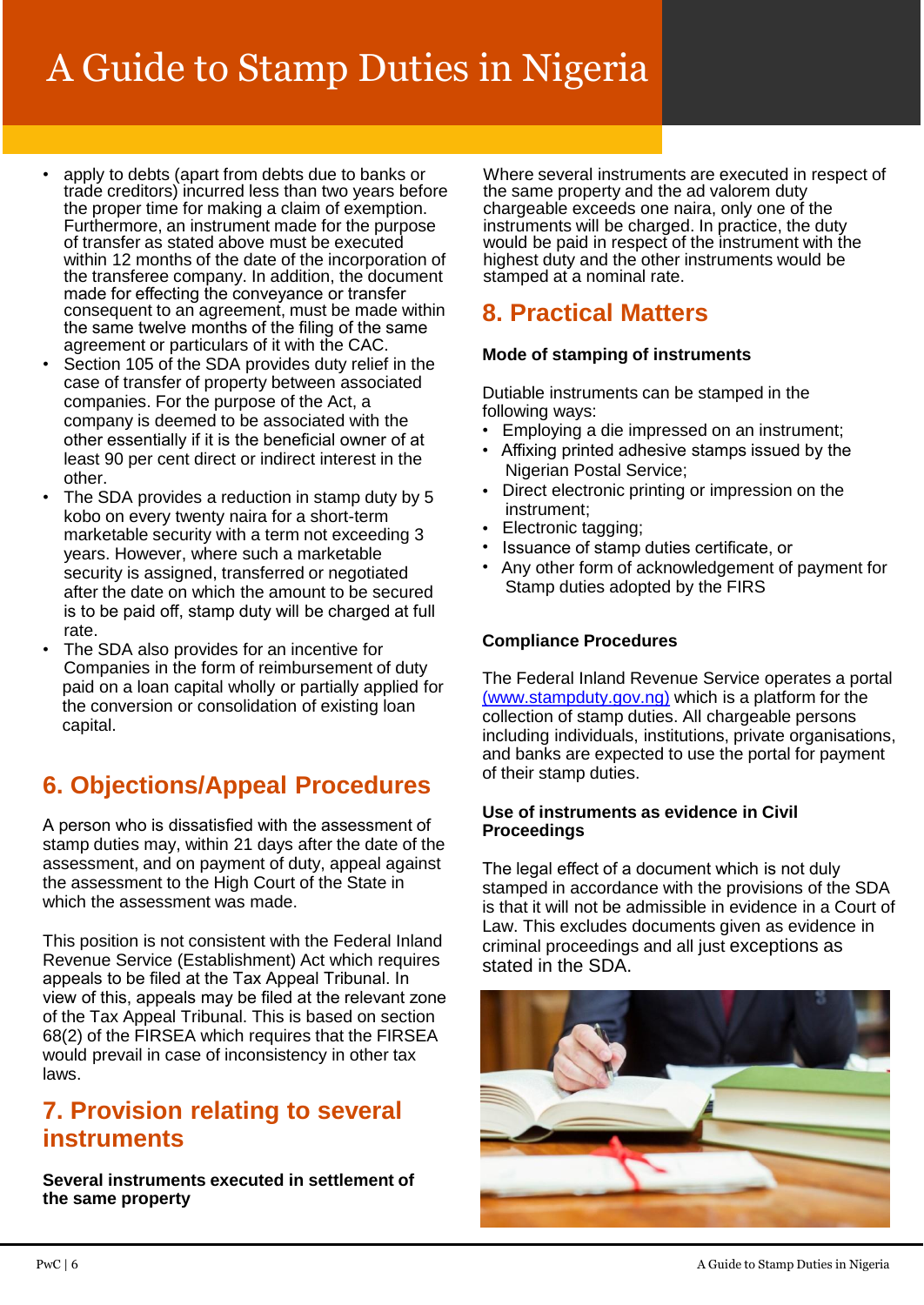- apply to debts (apart from debts due to banks or trade creditors) incurred less than two years before the proper time for making a claim of exemption. Furthermore, an instrument made for the purpose of transfer as stated above must be executed within 12 months of the date of the incorporation of the transferee company. In addition, the document made for effecting the conveyance or transfer consequent to an agreement, must be made within the same twelve months of the filing of the same agreement or particulars of it with the CAC.
- Section 105 of the SDA provides duty relief in the case of transfer of property between associated companies. For the purpose of the Act, a company is deemed to be associated with the other essentially if it is the beneficial owner of at least 90 per cent direct or indirect interest in the other.
- The SDA provides a reduction in stamp duty by 5 kobo on every twenty naira for a short-term marketable security with a term not exceeding 3 years. However, where such a marketable security is assigned, transferred or negotiated after the date on which the amount to be secured is to be paid off, stamp duty will be charged at full rate.
- The SDA also provides for an incentive for Companies in the form of reimbursement of duty paid on a loan capital wholly or partially applied for the conversion or consolidation of existing loan capital.

## 6. Objections/Appeal Procedures

A person who is dissatisfied with the assessment of stamp duties may, within 21 days after the date of the assessment, and on payment of duty, appeal against the assessment to the High Court of the State in which the assessment was made.

This position is not consistent with the Federal Inland Revenue Service (Establishment) Act which requires appeals to be filed at the Tax Appeal Tribunal. In view of this, appeals may be filed at the relevant zone of the Tax Appeal Tribunal. This is based on section 68(2) of the FIRSEA which requires that the FIRSEA would prevail in case of inconsistency in other tax laws.

## 7. Provision relating to several instruments

**Several instruments executed in settlement of the same property**

Where several instruments are executed in respect of the same property and the ad valorem duty chargeable exceeds one naira, only one of the instruments will be charged. In practice, the duty would be paid in respect of the instrument with the highest duty and the other instruments would be stamped at a nominal rate.

## 8. Practical Matters

**Mode of stamping of instruments**

Dutiable instruments can be stamped in the following ways:

- Employing a die impressed on an instrument;
- Affixing printed adhesive stamps issued by the Nigerian Postal Service;
- Direct electronic printing or impression on the instrument;
- Electronic tagging;
- Issuance of stamp duties certificate, or
- Any other form of acknowledgement of payment for Stamp duties adopted by the FIRS

**Compliance Procedures**

The Federal Inland Revenue Service operates a portal (www.stampduty.gov.ng) which is a platform for the collection of stamp duties. All chargeable persons including individuals, institutions, private organisations, and banks are expected to use the portal for payment of their stamp duties.

**Use of instruments as evidence in Civil Proceedings**

The legal effect of a document which is not duly stamped in accordance with the provisions of the SDA is that it will not be admissible in evidence in a Court of Law. This excludes documents given as evidence in criminal proceedings and all just exceptions as stated in the SDA.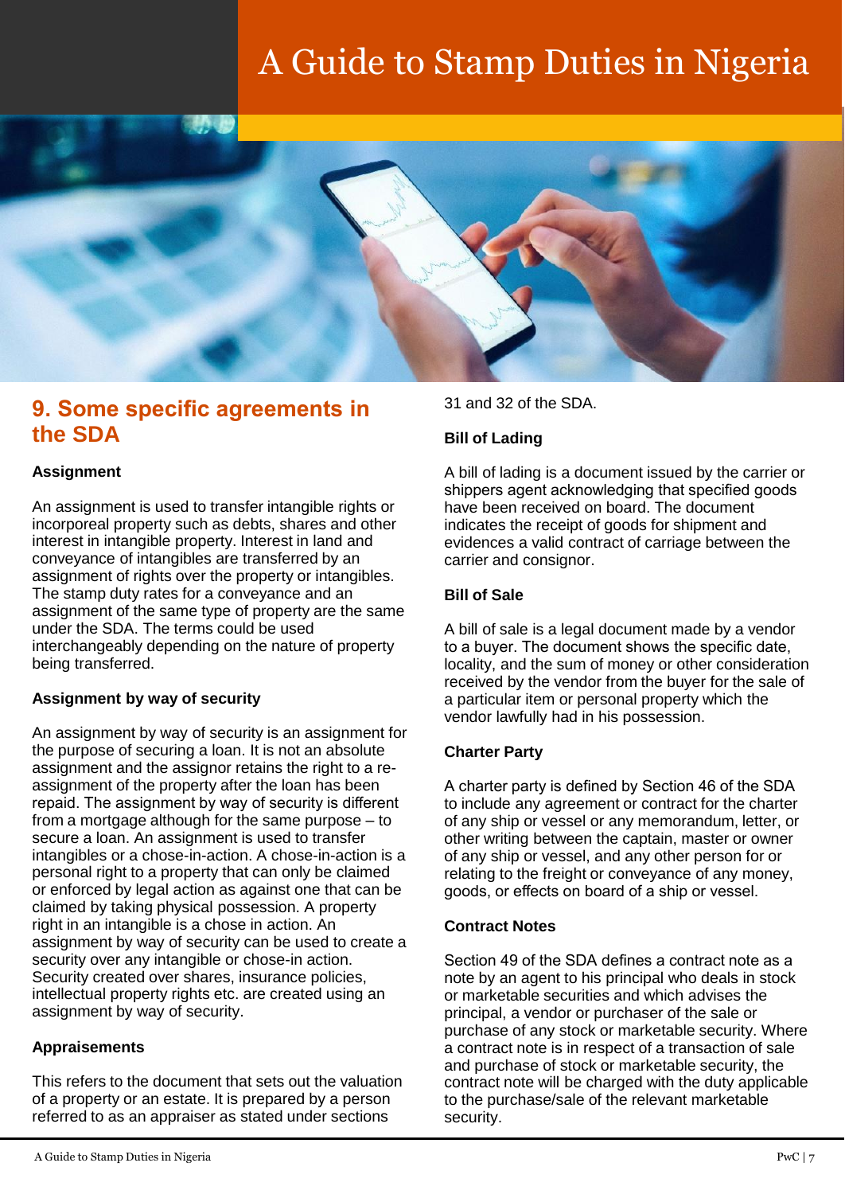## 9. Some specific agreements in the SDA

**Assignment**

An assignment is used to transfer intangible rights or incorporeal property such as debts, shares and other interest in intangible property. Interest in land and conveyance of intangibles are transferred by an assignment of rights over the property or intangibles. The stamp duty rates for a conveyance and an assignment of the same type of property are the same under the SDA. The terms could be used interchangeably depending on the nature of property being transferred.

**Assignment by way of security**

An assignment by way of security is an assignment for the purpose of securing a loan. It is not an absolute assignment and the assignor retains the right to a re-assignment of the property after the loan has been repaid. The assignment by way of security is different from a mortgage although for the same purpose – to secure a loan. An assignment is used to transfer intangibles or a chose-in-action. A chose-in-action is a personal right to a property that can only be claimed or enforced by legal action as against one that can be claimed by taking physical possession. A property right in an intangible is a chose in action. An assignment by way of security can be used to create a security over any intangible or chose-in action. Security created over shares, insurance policies, intellectual property rights etc. are created using an assignment by way of security.

**Appraisements**

This refers to the document that sets out the valuation of a property or an estate. It is prepared by a person referred to as an appraiser as stated under sections 31 and 32 of the SDA.

**Bill of Lading**

A bill of lading is a document issued by the carrier or shippers agent acknowledging that specified goods have been received on board. The document indicates the receipt of goods for shipment and evidences a valid contract of carriage between the carrier and consignor.

**Bill of Sale**

A bill of sale is a legal document made by a vendor to a buyer. The document shows the specific date, locality, and the sum of money or other consideration received by the vendor from the buyer for the sale of a particular item or personal property which the vendor lawfully had in his possession.

**Charter Party**

A charter party is defined by Section 46 of the SDA to include any agreement or contract for the charter of any ship or vessel or any memorandum, letter, or other writing between the captain, master or owner of any ship or vessel, and any other person for or relating to the freight or conveyance of any money, goods, or effects on board of a ship or vessel.

**Contract Notes**

Section 49 of the SDA defines a contract note as a note by an agent to his principal who deals in stock or marketable securities and which advises the principal, a vendor or purchaser of the sale or purchase of any stock or marketable security. Where a contract note is in respect of a transaction of sale and purchase of stock or marketable security, the contract note will be charged with the duty applicable to the purchase/sale of the relevant marketable security.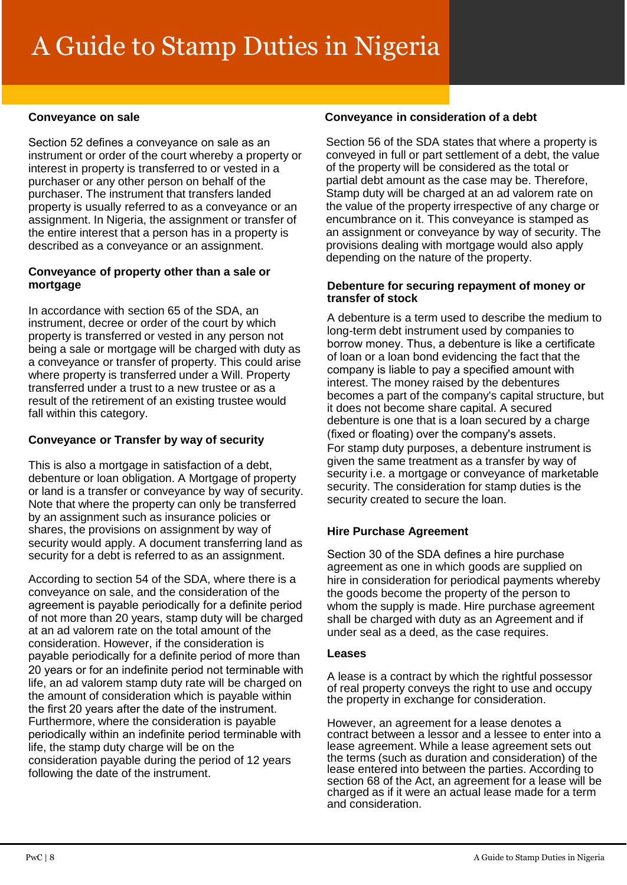### Conveyance on sale

Section 52 defines a conveyance on sale as an instrument or order of the court whereby a property or interest in property is transferred to or vested in a purchaser or any other person on behalf of the purchaser. The instrument that transfers landed property is usually referred to as a conveyance or an assignment. In Nigeria, the assignment or transfer of the entire interest that a person has in a property is described as a conveyance or an assignment.

### Conveyance of property other than a sale or mortgage

In accordance with section 65 of the SDA, an instrument, decree or order of the court by which property is transferred or vested in any person not being a sale or mortgage will be charged with duty as a conveyance or transfer of property. This could arise where property is transferred under a Will. Property transferred under a trust to a new trustee or as a result of the retirement of an existing trustee would fall within this category.

### Conveyance or Transfer by way of security

This is also a mortgage in satisfaction of a debt, debenture or loan obligation. A Mortgage of property or land is a transfer or conveyance by way of security. Note that where the property can only be transferred by an assignment such as insurance policies or shares, the provisions on assignment by way of security would apply. A document transferring land as security for a debt is referred to as an assignment.

According to section 54 of the SDA, where there is a conveyance on sale, and the consideration of the agreement is payable periodically for a definite period of not more than 20 years, stamp duty will be charged at an ad valorem rate on the total amount of the consideration. However, if the consideration is payable periodically for a definite period of more than 20 years or for an indefinite period not terminable with life, an ad valorem stamp duty rate will be charged on the amount of consideration which is payable within the first 20 years after the date of the instrument. Furthermore, where the consideration is payable periodically within an indefinite period terminable with life, the stamp duty charge will be on the consideration payable during the period of 12 years following the date of the instrument.

### Conveyance in consideration of a debt

Section 56 of the SDA states that where a property is conveyed in full or part settlement of a debt, the value of the property will be considered as the total or partial debt amount as the case may be. Therefore, Stamp duty will be charged at an ad valorem rate on the value of the property irrespective of any charge or encumbrance on it. This conveyance is stamped as an assignment or conveyance by way of security. The provisions dealing with mortgage would also apply depending on the nature of the property.

### Debenture for securing repayment of money or transfer of stock

A debenture is a term used to describe the medium to long-term debt instrument used by companies to borrow money. Thus, a debenture is like a certificate of loan or a loan bond evidencing the fact that the company is liable to pay a specified amount with interest. The money raised by the debentures becomes a part of the company's capital structure, but it does not become share capital. A secured debenture is one that is a loan secured by a charge (fixed or floating) over the company's assets.
For stamp duty purposes, a debenture instrument is given the same treatment as a transfer by way of security i.e. a mortgage or conveyance of marketable security. The consideration for stamp duties is the security created to secure the loan.

### Hire Purchase Agreement

Section 30 of the SDA defines a hire purchase agreement as one in which goods are supplied on hire in consideration for periodical payments whereby the goods become the property of the person to whom the supply is made. Hire purchase agreement shall be charged with duty as an Agreement and if under seal as a deed, as the case requires.

### Leases

A lease is a contract by which the rightful possessor of real property conveys the right to use and occupy the property in exchange for consideration.

However, an agreement for a lease denotes a contract between a lessor and a lessee to enter into a lease agreement. While a lease agreement sets out the terms (such as duration and consideration) of the lease entered into between the parties. According to section 68 of the Act, an agreement for a lease will be charged as if it were an actual lease made for a term and consideration.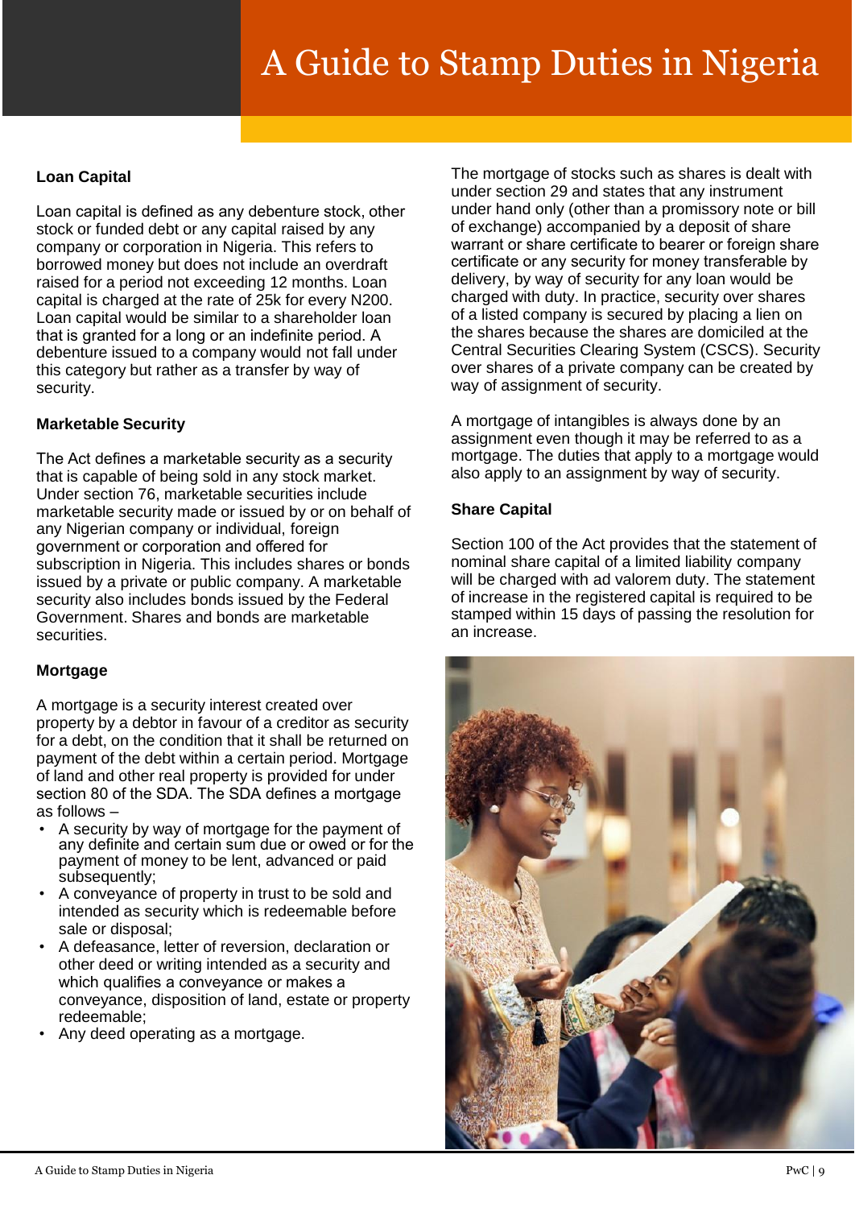### Loan Capital

Loan capital is defined as any debenture stock, other stock or funded debt or any capital raised by any company or corporation in Nigeria. This refers to borrowed money but does not include an overdraft raised for a period not exceeding 12 months. Loan capital is charged at the rate of 25k for every N200. Loan capital would be similar to a shareholder loan that is granted for a long or an indefinite period. A debenture issued to a company would not fall under this category but rather as a transfer by way of security.

### Marketable Security

The Act defines a marketable security as a security that is capable of being sold in any stock market. Under section 76, marketable securities include marketable security made or issued by or on behalf of any Nigerian company or individual, foreign government or corporation and offered for subscription in Nigeria. This includes shares or bonds issued by a private or public company. A marketable security also includes bonds issued by the Federal Government. Shares and bonds are marketable securities.

### Mortgage

A mortgage is a security interest created over property by a debtor in favour of a creditor as security for a debt, on the condition that it shall be returned on payment of the debt within a certain period. Mortgage of land and other real property is provided for under section 80 of the SDA. The SDA defines a mortgage as follows –

- A security by way of mortgage for the payment of any definite and certain sum due or owed or for the payment of money to be lent, advanced or paid subsequently;
- A conveyance of property in trust to be sold and intended as security which is redeemable before sale or disposal;
- A defeasance, letter of reversion, declaration or other deed or writing intended as a security and which qualifies a conveyance or makes a conveyance, disposition of land, estate or property redeemable;
- Any deed operating as a mortgage.

The mortgage of stocks such as shares is dealt with under section 29 and states that any instrument under hand only (other than a promissory note or bill of exchange) accompanied by a deposit of share warrant or share certificate to bearer or foreign share certificate or any security for money transferable by delivery, by way of security for any loan would be charged with duty. In practice, security over shares of a listed company is secured by placing a lien on the shares because the shares are domiciled at the Central Securities Clearing System (CSCS). Security over shares of a private company can be created by way of assignment of security.

A mortgage of intangibles is always done by an assignment even though it may be referred to as a mortgage. The duties that apply to a mortgage would also apply to an assignment by way of security.

### Share Capital

Section 100 of the Act provides that the statement of nominal share capital of a limited liability company will be charged with ad valorem duty. The statement of increase in the registered capital is required to be stamped within 15 days of passing the resolution for an increase.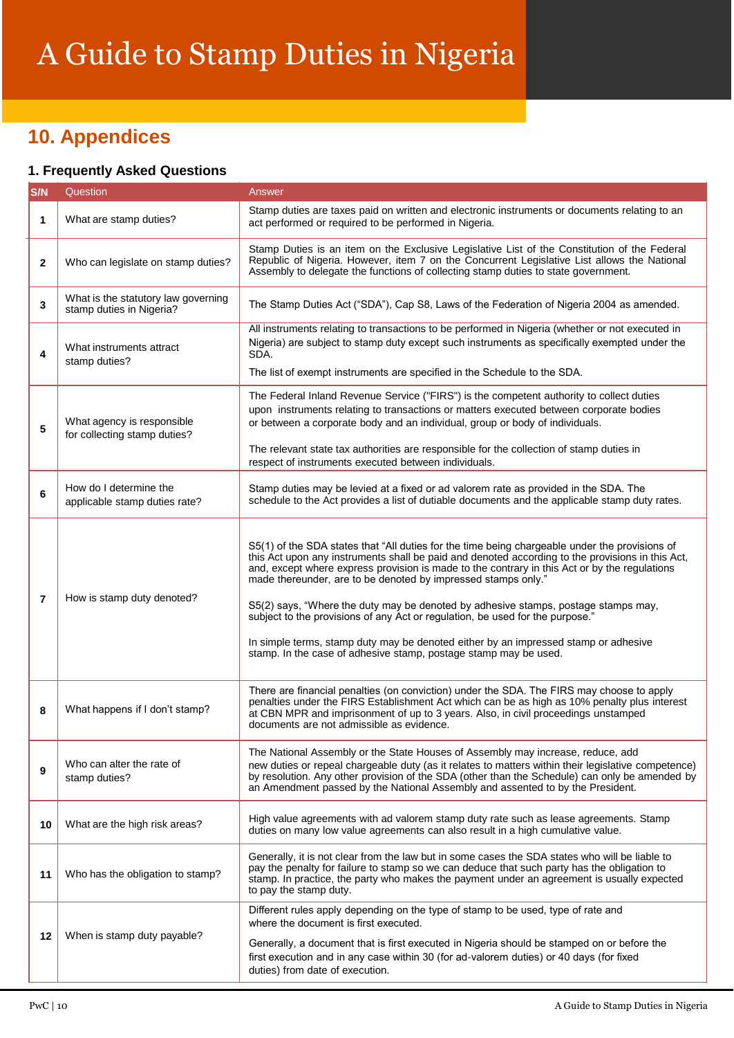## 10. Appendices

### 1. Frequently Asked Questions

| S/N | Question | Answer |
|---|---|---|
| 1 | What are stamp duties? | Stamp duties are taxes paid on written and electronic instruments or documents relating to an act performed or required to be performed in Nigeria. |
| 2 | Who can legislate on stamp duties? | Stamp Duties is an item on the Exclusive Legislative List of the Constitution of the Federal Republic of Nigeria. However, item 7 on the Concurrent Legislative List allows the National Assembly to delegate the functions of collecting stamp duties to state government. |
| 3 | What is the statutory law governing stamp duties in Nigeria? | The Stamp Duties Act ("SDA"), Cap S8, Laws of the Federation of Nigeria 2004 as amended. |
| 4 | What instruments attract stamp duties? | All instruments relating to transactions to be performed in Nigeria (whether or not executed in Nigeria) are subject to stamp duty except such instruments as specifically exempted under the SDA.<br><br>The list of exempt instruments are specified in the Schedule to the SDA. |
| 5 | What agency is responsible for collecting stamp duties? | The Federal Inland Revenue Service ("FIRS") is the competent authority to collect duties upon instruments relating to transactions or matters executed between corporate bodies or between a corporate body and an individual, group or body of individuals.<br><br>The relevant state tax authorities are responsible for the collection of stamp duties in respect of instruments executed between individuals. |
| 6 | How do I determine the applicable stamp duties rate? | Stamp duties may be levied at a fixed or ad valorem rate as provided in the SDA. The schedule to the Act provides a list of dutiable documents and the applicable stamp duty rates. |
| 7 | How is stamp duty denoted? | S5(1) of the SDA states that "All duties for the time being chargeable under the provisions of this Act upon any instruments shall be paid and denoted according to the provisions in this Act, and, except where express provision is made to the contrary in this Act or by the regulations made thereunder, are to be denoted by impressed stamps only."<br><br>S5(2) says, "Where the duty may be denoted by adhesive stamps, postage stamps may, subject to the provisions of any Act or regulation, be used for the purpose."<br><br>In simple terms, stamp duty may be denoted either by an impressed stamp or adhesive stamp. In the case of adhesive stamp, postage stamp may be used. |
| 8 | What happens if I don't stamp? | There are financial penalties (on conviction) under the SDA. The FIRS may choose to apply penalties under the FIRS Establishment Act which can be as high as 10% penalty plus interest at CBN MPR and imprisonment of up to 3 years. Also, in civil proceedings unstamped documents are not admissible as evidence. |
| 9 | Who can alter the rate of stamp duties? | The National Assembly or the State Houses of Assembly may increase, reduce, add new duties or repeal chargeable duty (as it relates to matters within their legislative competence) by resolution. Any other provision of the SDA (other than the Schedule) can only be amended by an Amendment passed by the National Assembly and assented to by the President. |
| 10 | What are the high risk areas? | High value agreements with ad valorem stamp duty rate such as lease agreements. Stamp duties on many low value agreements can also result in a high cumulative value. |
| 11 | Who has the obligation to stamp? | Generally, it is not clear from the law but in some cases the SDA states who will be liable to pay the penalty for failure to stamp so we can deduce that such party has the obligation to stamp. In practice, the party who makes the payment under an agreement is usually expected to pay the stamp duty. |
| 12 | When is stamp duty payable? | Different rules apply depending on the type of stamp to be used, type of rate and where the document is first executed.<br><br>Generally, a document that is first executed in Nigeria should be stamped on or before the first execution and in any case within 30 (for ad-valorem duties) or 40 days (for fixed duties) from date of execution. |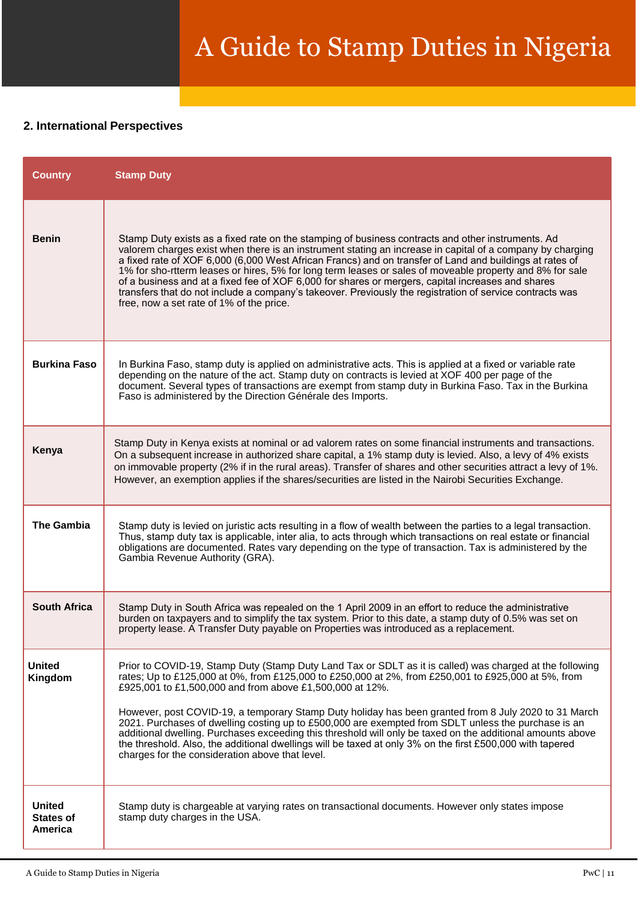## 2. International Perspectives

| Country | Stamp Duty |
|---|---|
| **Benin** | Stamp Duty exists as a fixed rate on the stamping of business contracts and other instruments. Ad valorem charges exist when there is an instrument stating an increase in capital of a company by charging a fixed rate of XOF 6,000 (6,000 West African Francs) and on transfer of Land and buildings at rates of 1% for sho-rtterm leases or hires, 5% for long term leases or sales of moveable property and 8% for sale of a business and at a fixed fee of XOF 6,000 for shares or mergers, capital increases and shares transfers that do not include a company's takeover. Previously the registration of service contracts was free, now a set rate of 1% of the price. |
| **Burkina Faso** | In Burkina Faso, stamp duty is applied on administrative acts. This is applied at a fixed or variable rate depending on the nature of the act. Stamp duty on contracts is levied at XOF 400 per page of the document. Several types of transactions are exempt from stamp duty in Burkina Faso. Tax in the Burkina Faso is administered by the Direction Générale des Imports. |
| **Kenya** | Stamp Duty in Kenya exists at nominal or ad valorem rates on some financial instruments and transactions. On a subsequent increase in authorized share capital, a 1% stamp duty is levied. Also, a levy of 4% exists on immovable property (2% if in the rural areas). Transfer of shares and other securities attract a levy of 1%. However, an exemption applies if the shares/securities are listed in the Nairobi Securities Exchange. |
| **The Gambia** | Stamp duty is levied on juristic acts resulting in a flow of wealth between the parties to a legal transaction. Thus, stamp duty tax is applicable, inter alia, to acts through which transactions on real estate or financial obligations are documented. Rates vary depending on the type of transaction. Tax is administered by the Gambia Revenue Authority (GRA). |
| **South Africa** | Stamp Duty in South Africa was repealed on the 1 April 2009 in an effort to reduce the administrative burden on taxpayers and to simplify the tax system. Prior to this date, a stamp duty of 0.5% was set on property lease. A Transfer Duty payable on Properties was introduced as a replacement. |
| **United Kingdom** | Prior to COVID-19, Stamp Duty (Stamp Duty Land Tax or SDLT as it is called) was charged at the following rates; Up to £125,000 at 0%, from £125,000 to £250,000 at 2%, from £250,001 to £925,000 at 5%, from £925,001 to £1,500,000 and from above £1,500,000 at 12%.<br><br>However, post COVID-19, a temporary Stamp Duty holiday has been granted from 8 July 2020 to 31 March 2021. Purchases of dwelling costing up to £500,000 are exempted from SDLT unless the purchase is an additional dwelling. Purchases exceeding this threshold will only be taxed on the additional amounts above the threshold. Also, the additional dwellings will be taxed at only 3% on the first £500,000 with tapered charges for the consideration above that level. |
| **United States of America** | Stamp duty is chargeable at varying rates on transactional documents. However only states impose stamp duty charges in the USA. |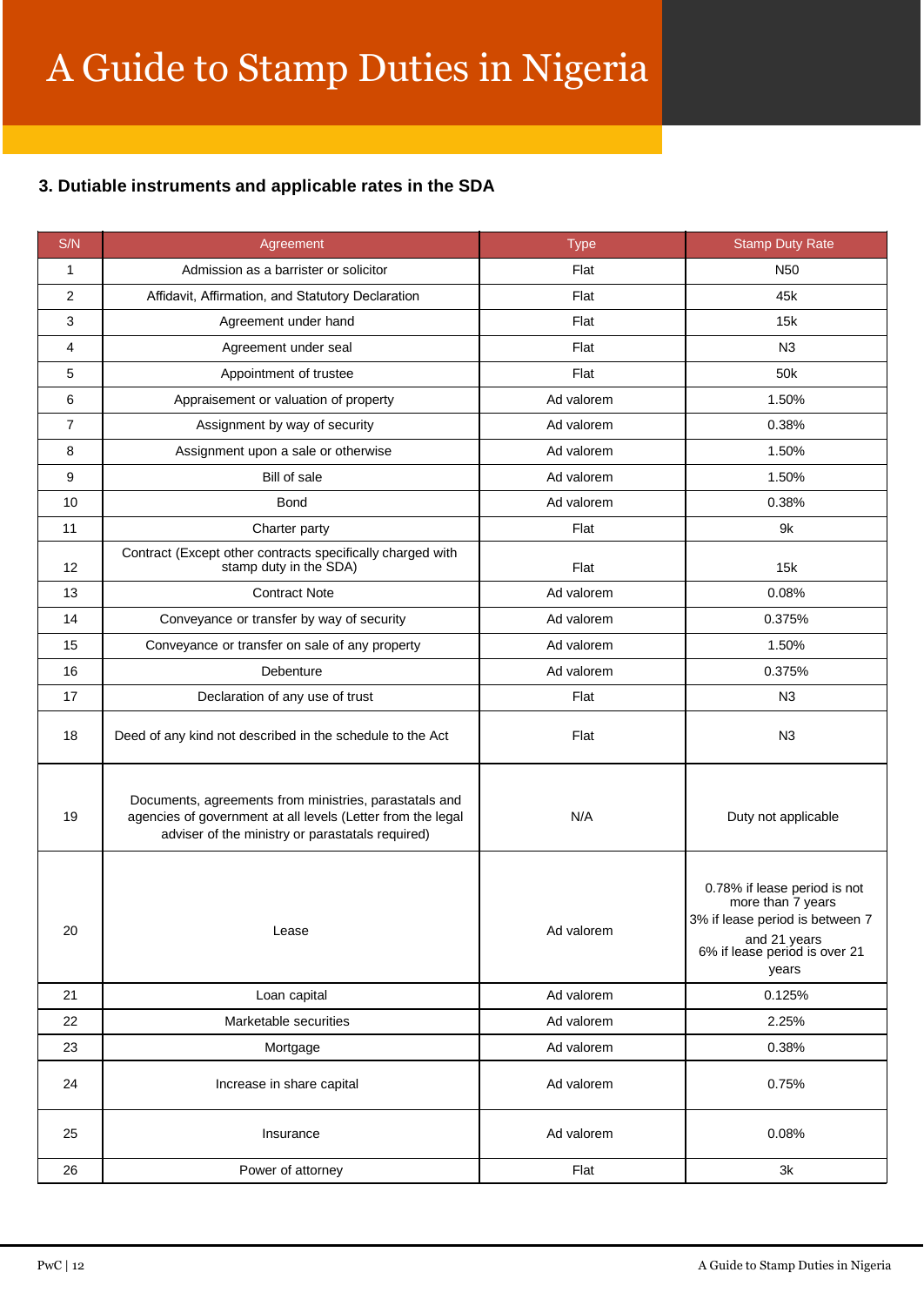### 3. Dutiable instruments and applicable rates in the SDA

| S/N | Agreement | Type | Stamp Duty Rate |
|---|---|---|---|
| 1 | Admission as a barrister or solicitor | Flat | N50 |
| 2 | Affidavit, Affirmation, and Statutory Declaration | Flat | 45k |
| 3 | Agreement under hand | Flat | 15k |
| 4 | Agreement under seal | Flat | N3 |
| 5 | Appointment of trustee | Flat | 50k |
| 6 | Appraisement or valuation of property | Ad valorem | 1.50% |
| 7 | Assignment by way of security | Ad valorem | 0.38% |
| 8 | Assignment upon a sale or otherwise | Ad valorem | 1.50% |
| 9 | Bill of sale | Ad valorem | 1.50% |
| 10 | Bond | Ad valorem | 0.38% |
| 11 | Charter party | Flat | 9k |
| 12 | Contract (Except other contracts specifically charged with stamp duty in the SDA) | Flat | 15k |
| 13 | Contract Note | Ad valorem | 0.08% |
| 14 | Conveyance or transfer by way of security | Ad valorem | 0.375% |
| 15 | Conveyance or transfer on sale of any property | Ad valorem | 1.50% |
| 16 | Debenture | Ad valorem | 0.375% |
| 17 | Declaration of any use of trust | Flat | N3 |
| 18 | Deed of any kind not described in the schedule to the Act | Flat | N3 |
| 19 | Documents, agreements from ministries, parastatals and agencies of government at all levels (Letter from the legal adviser of the ministry or parastatals required) | N/A | Duty not applicable |
| 20 | Lease | Ad valorem | 0.78% if lease period is not more than 7 years<br>3% if lease period is between 7 and 21 years<br>6% if lease period is over 21 years |
| 21 | Loan capital | Ad valorem | 0.125% |
| 22 | Marketable securities | Ad valorem | 2.25% |
| 23 | Mortgage | Ad valorem | 0.38% |
| 24 | Increase in share capital | Ad valorem | 0.75% |
| 25 | Insurance | Ad valorem | 0.08% |
| 26 | Power of attorney | Flat | 3k |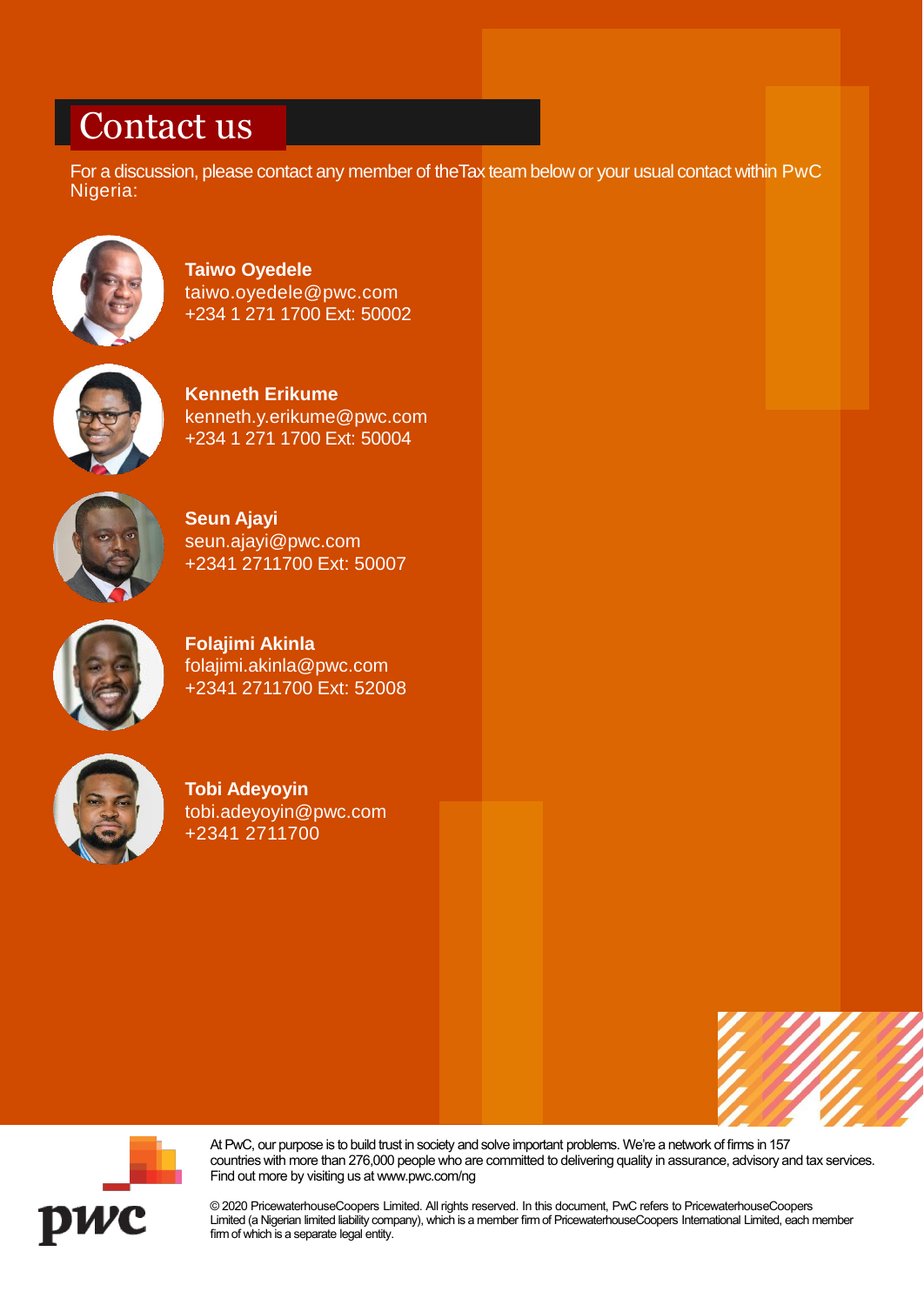# Contact us

For a discussion, please contact any member of theTax team below or your usual contact within PwC Nigeria:

**Taiwo Oyedele**
taiwo.oyedele@pwc.com
+234 1 271 1700 Ext: 50002

**Kenneth Erikume**
kenneth.y.erikume@pwc.com
+234 1 271 1700 Ext: 50004

**Seun Ajayi**
seun.ajayi@pwc.com
+2341 2711700 Ext: 50007

**Folajimi Akinla**
folajimi.akinla@pwc.com
+2341 2711700 Ext: 52008

**Tobi Adeyoyin**
tobi.adeyoyin@pwc.com
+2341 2711700

At PwC, our purpose is to build trust in society and solve important problems. We're a network of firms in 157 countries with more than 276,000 people who are committed to delivering quality in assurance, advisory and tax services. Find out more by visiting us at www.pwc.com/ng

© 2020 PricewaterhouseCoopers Limited. All rights reserved. In this document, PwC refers to PricewaterhouseCoopers Limited (a Nigerian limited liability company), which is a member firm of PricewaterhouseCoopers International Limited, each member firm of which is a separate legal entity.